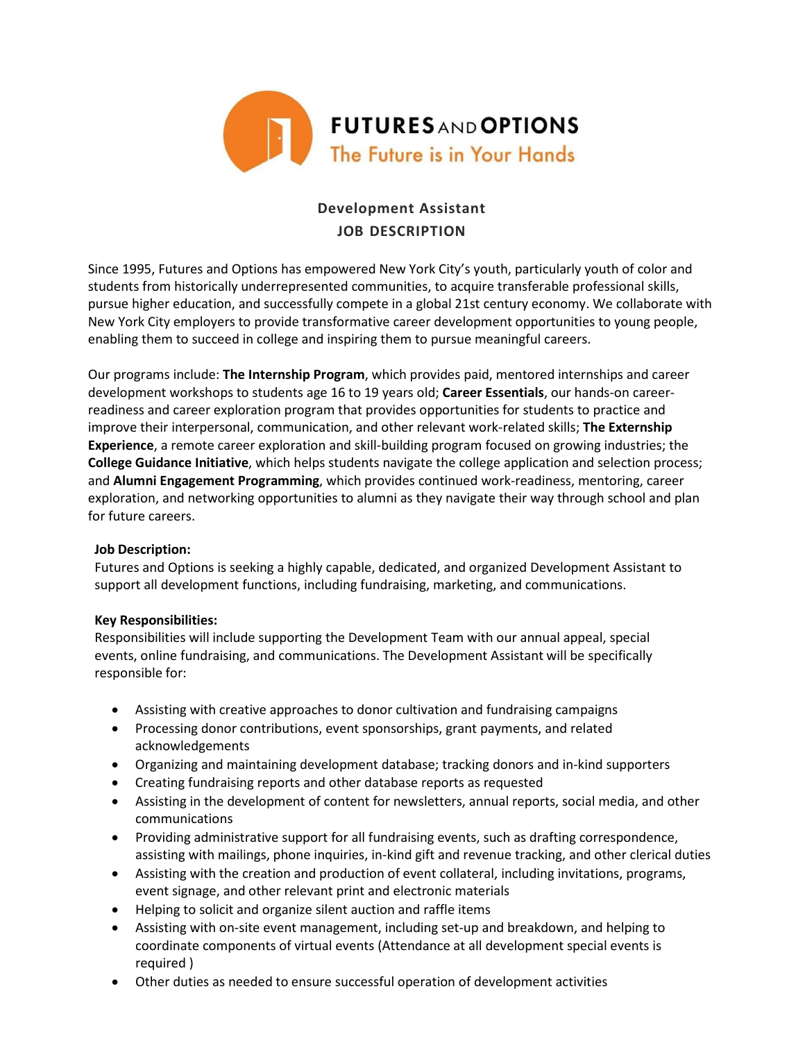**FUTURES AND OPTIONS**
The Future is in Your Hands

# Development Assistant
## JOB DESCRIPTION

Since 1995, Futures and Options has empowered New York City's youth, particularly youth of color and students from historically underrepresented communities, to acquire transferable professional skills, pursue higher education, and successfully compete in a global 21st century economy. We collaborate with New York City employers to provide transformative career development opportunities to young people, enabling them to succeed in college and inspiring them to pursue meaningful careers.

Our programs include: **The Internship Program**, which provides paid, mentored internships and career development workshops to students age 16 to 19 years old; **Career Essentials**, our hands-on career-readiness and career exploration program that provides opportunities for students to practice and improve their interpersonal, communication, and other relevant work-related skills; **The Externship Experience**, a remote career exploration and skill-building program focused on growing industries; the **College Guidance Initiative**, which helps students navigate the college application and selection process; and **Alumni Engagement Programming**, which provides continued work-readiness, mentoring, career exploration, and networking opportunities to alumni as they navigate their way through school and plan for future careers.

**Job Description:**
Futures and Options is seeking a highly capable, dedicated, and organized Development Assistant to support all development functions, including fundraising, marketing, and communications.

**Key Responsibilities:**
Responsibilities will include supporting the Development Team with our annual appeal, special events, online fundraising, and communications. The Development Assistant will be specifically responsible for:

- Assisting with creative approaches to donor cultivation and fundraising campaigns
- Processing donor contributions, event sponsorships, grant payments, and related acknowledgements
- Organizing and maintaining development database; tracking donors and in-kind supporters
- Creating fundraising reports and other database reports as requested
- Assisting in the development of content for newsletters, annual reports, social media, and other communications
- Providing administrative support for all fundraising events, such as drafting correspondence, assisting with mailings, phone inquiries, in-kind gift and revenue tracking, and other clerical duties
- Assisting with the creation and production of event collateral, including invitations, programs, event signage, and other relevant print and electronic materials
- Helping to solicit and organize silent auction and raffle items
- Assisting with on-site event management, including set-up and breakdown, and helping to coordinate components of virtual events (Attendance at all development special events is required )
- Other duties as needed to ensure successful operation of development activities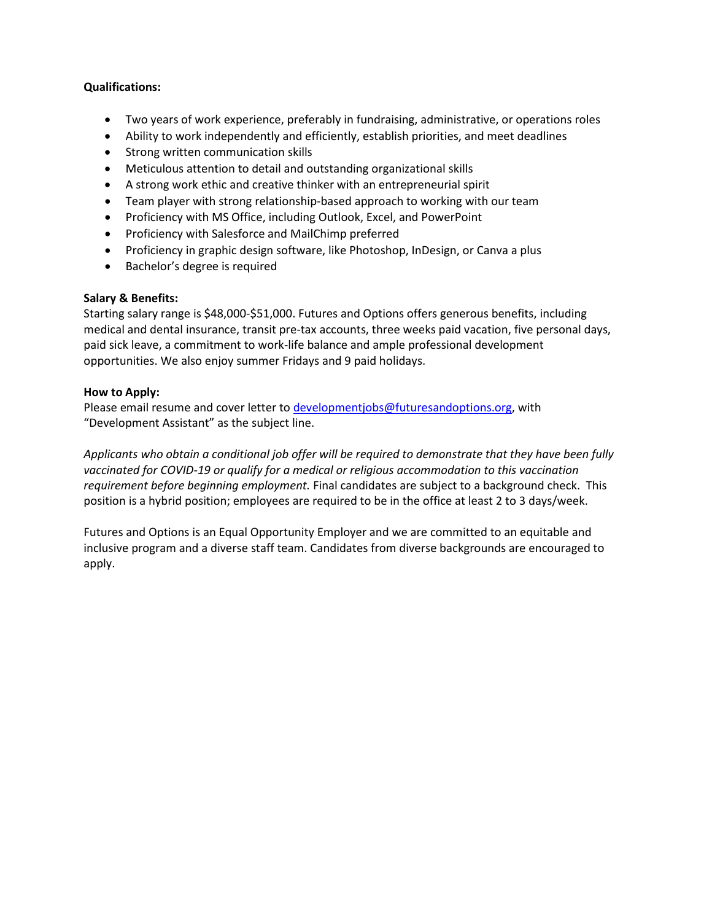**Qualifications:**

- Two years of work experience, preferably in fundraising, administrative, or operations roles
- Ability to work independently and efficiently, establish priorities, and meet deadlines
- Strong written communication skills
- Meticulous attention to detail and outstanding organizational skills
- A strong work ethic and creative thinker with an entrepreneurial spirit
- Team player with strong relationship-based approach to working with our team
- Proficiency with MS Office, including Outlook, Excel, and PowerPoint
- Proficiency with Salesforce and MailChimp preferred
- Proficiency in graphic design software, like Photoshop, InDesign, or Canva a plus
- Bachelor's degree is required

**Salary & Benefits:**
Starting salary range is $48,000-$51,000. Futures and Options offers generous benefits, including medical and dental insurance, transit pre-tax accounts, three weeks paid vacation, five personal days, paid sick leave, a commitment to work-life balance and ample professional development opportunities. We also enjoy summer Fridays and 9 paid holidays.

**How to Apply:**
Please email resume and cover letter to developmentjobs@futuresandoptions.org, with "Development Assistant" as the subject line.

*Applicants who obtain a conditional job offer will be required to demonstrate that they have been fully vaccinated for COVID-19 or qualify for a medical or religious accommodation to this vaccination requirement before beginning employment.* Final candidates are subject to a background check. This position is a hybrid position; employees are required to be in the office at least 2 to 3 days/week.

Futures and Options is an Equal Opportunity Employer and we are committed to an equitable and inclusive program and a diverse staff team. Candidates from diverse backgrounds are encouraged to apply.